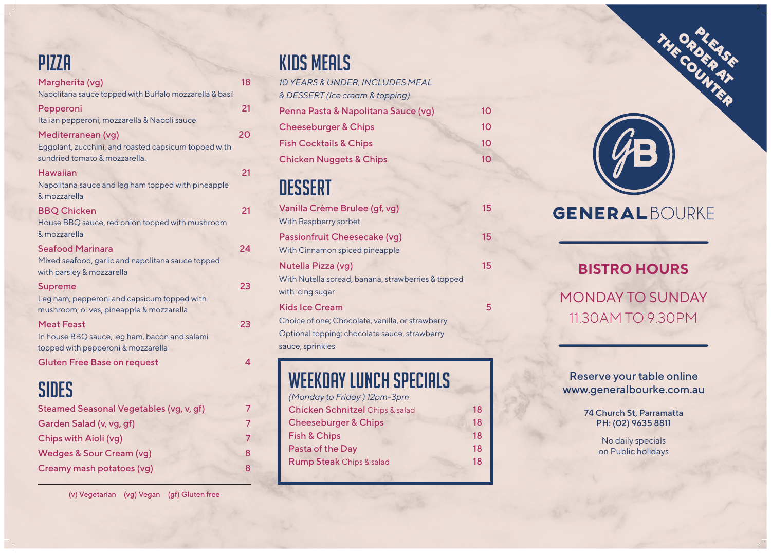# PIZZA

**Margherita (vg)** 18
Napolitana sauce topped with Buffalo mozzarella & basil

**Pepperoni** 21
Italian pepperoni, mozzarella & Napoli sauce

**Mediterranean (vg)** 20
Eggplant, zucchini, and roasted capsicum topped with sundried tomato & mozzarella.

**Hawaiian** 21
Napolitana sauce and leg ham topped with pineapple & mozzarella

**BBQ Chicken** 21
House BBQ sauce, red onion topped with mushroom & mozzarella

**Seafood Marinara** 24
Mixed seafood, garlic and napolitana sauce topped with parsley & mozzarella

**Supreme** 23
Leg ham, pepperoni and capsicum topped with mushroom, olives, pineapple & mozzarella

**Meat Feast** 23
In house BBQ sauce, leg ham, bacon and salami topped with pepperoni & mozzarella

**Gluten Free Base on request** 4

# SIDES

| Item | Price |
|---|---|
| Steamed Seasonal Vegetables (vg, v, gf) | 7 |
| Garden Salad (v, vg, gf) | 7 |
| Chips with Aioli (vg) | 7 |
| Wedges & Sour Cream (vg) | 8 |
| Creamy mash potatoes (vg) | 8 |

(v) Vegetarian (vg) Vegan (gf) Gluten free

# KIDS MEALS

*10 YEARS & UNDER, INCLUDES MEAL & DESSERT (Ice cream & topping)*

| Item | Price |
|---|---|
| Penna Pasta & Napolitana Sauce (vg) | 10 |
| Cheeseburger & Chips | 10 |
| Fish Cocktails & Chips | 10 |
| Chicken Nuggets & Chips | 10 |

# DESSERT

**Vanilla Crème Brulee (gf, vg)** 15
With Raspberry sorbet

**Passionfruit Cheesecake (vg)** 15
With Cinnamon spiced pineapple

**Nutella Pizza (vg)** 15
With Nutella spread, banana, strawberries & topped with icing sugar

**Kids Ice Cream** 5
Choice of one; Chocolate, vanilla, or strawberry
Optional topping: chocolate sauce, strawberry sauce, sprinkles

# WEEKDAY LUNCH SPECIALS

*(Monday to Friday ) 12pm-3pm*

| Item | Price |
|---|---|
| Chicken Schnitzel Chips & salad | 18 |
| Cheeseburger & Chips | 18 |
| Fish & Chips | 18 |
| Pasta of the Day | 18 |
| Rump Steak Chips & salad | 18 |

PLEASE ORDER AT THE COUNTER

GENERAL BOURKE

## BISTRO HOURS

MONDAY TO SUNDAY
11.30AM TO 9.30PM

Reserve your table online
www.generalbourke.com.au

74 Church St, Parramatta
PH: (02) 9635 8811

No daily specials on Public holidays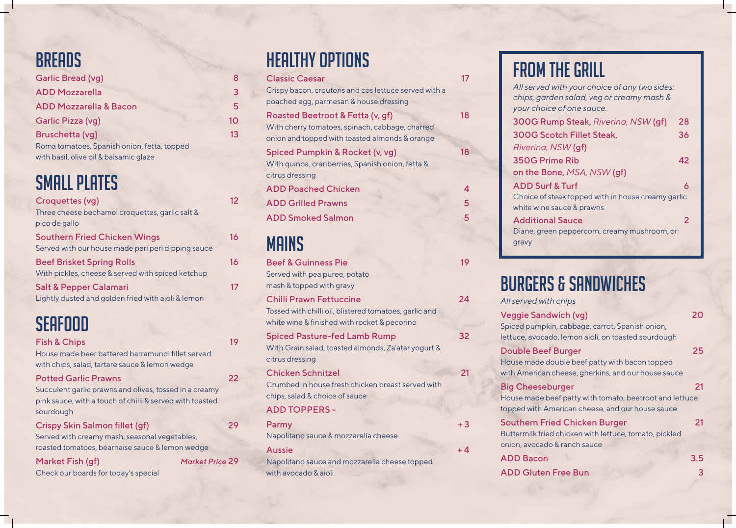## BREADS

Garlic Bread (vg) 8

ADD Mozzarella 3

ADD Mozzarella & Bacon 5

Garlic Pizza (vg) 10

Bruschetta (vg) 13
Roma tomatoes, Spanish onion, fetta, topped with basil, olive oil & balsamic glaze

## SMALL PLATES

Croquettes (vg) 12
Three cheese bechamel croquettes, garlic salt & pico de gallo

Southern Fried Chicken Wings 16
Served with our house made peri peri dipping sauce

Beef Brisket Spring Rolls 16
With pickles, cheese & served with spiced ketchup

Salt & Pepper Calamari 17
Lightly dusted and golden fried with aioli & lemon

## SEAFOOD

Fish & Chips 19
House made beer battered barramundi fillet served with chips, salad, tartare sauce & lemon wedge

Potted Garlic Prawns 22
Succulent garlic prawns and olives, tossed in a creamy pink sauce, with a touch of chilli & served with toasted sourdough

Crispy Skin Salmon fillet (gf) 29
Served with creamy mash, seasonal vegetables, roasted tomatoes, béarnaise sauce & lemon wedge

Market Fish (gf) *Market Price* 29
Check our boards for today's special

## HEALTHY OPTIONS

Classic Caesar 17
Crispy bacon, croutons and cos lettuce served with a poached egg, parmesan & house dressing

Roasted Beetroot & Fetta (v, gf) 18
With cherry tomatoes, spinach, cabbage, charred onion and topped with toasted almonds & orange

Spiced Pumpkin & Rocket (v, vg) 18
With quinoa, cranberries, Spanish onion, fetta & citrus dressing

ADD Poached Chicken 4

ADD Grilled Prawns 5

ADD Smoked Salmon 5

## MAINS

Beef & Guinness Pie 19
Served with pea puree, potato mash & topped with gravy

Chilli Prawn Fettuccine 24
Tossed with chilli oil, blistered tomatoes, garlic and white wine & finished with rocket & pecorino

Spiced Pasture-fed Lamb Rump 32
With Grain salad, toasted almonds, Za'atar yogurt & citrus dressing

Chicken Schnitzel 21
Crumbed in house fresh chicken breast served with chips, salad & choice of sauce

ADD TOPPERS –

Parmy + 3
Napolitano sauce & mozzarella cheese

Aussie + 4
Napolitano sauce and mozzarella cheese topped with avocado & aioli

## FROM THE GRILL

*All served with your choice of any two sides: chips, garden salad, veg or creamy mash & your choice of one sauce.*

300G Rump Steak, *Riverina, NSW* (gf) 28

300G Scotch Fillet Steak, *Riverina, NSW* (gf) 36

350G Prime Rib on the Bone, *MSA, NSW* (gf) 42

ADD Surf & Turf 6
Choice of steak topped with in house creamy garlic white wine sauce & prawns

Additional Sauce 2
Diane, green peppercorn, creamy mushroom, or gravy

## BURGERS & SANDWICHES

*All served with chips*

Veggie Sandwich (vg) 20
Spiced pumpkin, cabbage, carrot, Spanish onion, lettuce, avocado, lemon aioli, on toasted sourdough

Double Beef Burger 25
House made double beef patty with bacon topped with American cheese, gherkins, and our house sauce

Big Cheeseburger 21
House made beef patty with tomato, beetroot and lettuce topped with American cheese, and our house sauce

Southern Fried Chicken Burger 21
Buttermilk fried chicken with lettuce, tomato, pickled onion, avocado & ranch sauce

ADD Bacon 3.5

ADD Gluten Free Bun 3